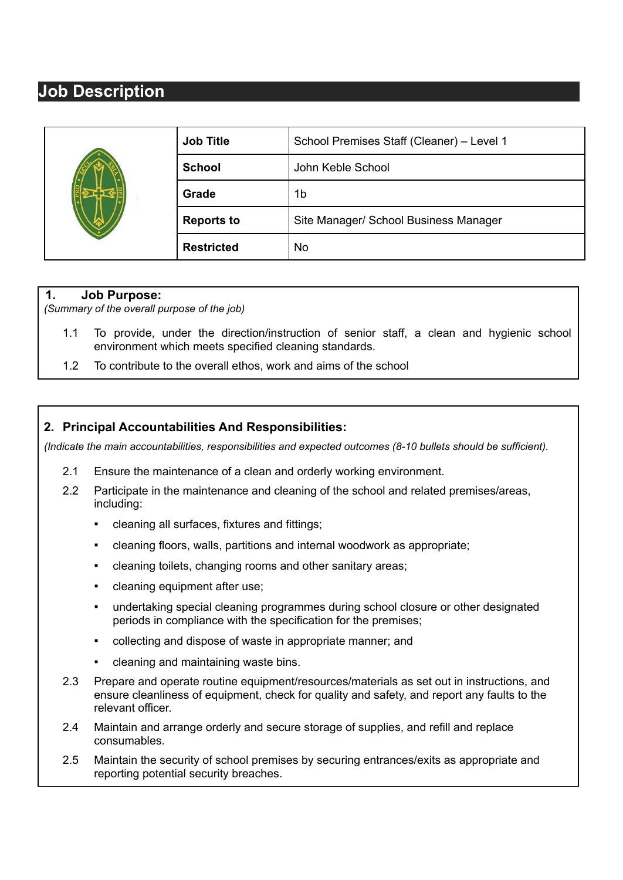# Job Description

| | |
|---|---|
| **Job Title** | School Premises Staff (Cleaner) – Level 1 |
| **School** | John Keble School |
| **Grade** | 1b |
| **Reports to** | Site Manager/ School Business Manager |
| **Restricted** | No |

## 1. Job Purpose:

*(Summary of the overall purpose of the job)*

1.1 To provide, under the direction/instruction of senior staff, a clean and hygienic school environment which meets specified cleaning standards.

1.2 To contribute to the overall ethos, work and aims of the school

## 2. Principal Accountabilities And Responsibilities:

*(Indicate the main accountabilities, responsibilities and expected outcomes (8-10 bullets should be sufficient).*

2.1 Ensure the maintenance of a clean and orderly working environment.

2.2 Participate in the maintenance and cleaning of the school and related premises/areas, including:

- cleaning all surfaces, fixtures and fittings;
- cleaning floors, walls, partitions and internal woodwork as appropriate;
- cleaning toilets, changing rooms and other sanitary areas;
- cleaning equipment after use;
- undertaking special cleaning programmes during school closure or other designated periods in compliance with the specification for the premises;
- collecting and dispose of waste in appropriate manner; and
- cleaning and maintaining waste bins.

2.3 Prepare and operate routine equipment/resources/materials as set out in instructions, and ensure cleanliness of equipment, check for quality and safety, and report any faults to the relevant officer.

2.4 Maintain and arrange orderly and secure storage of supplies, and refill and replace consumables.

2.5 Maintain the security of school premises by securing entrances/exits as appropriate and reporting potential security breaches.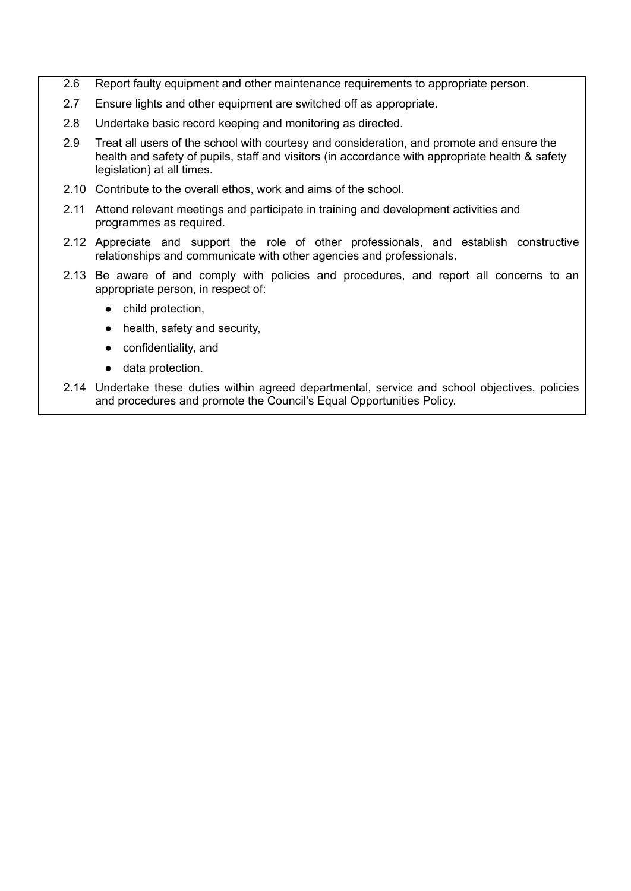2.6 Report faulty equipment and other maintenance requirements to appropriate person.

2.7 Ensure lights and other equipment are switched off as appropriate.

2.8 Undertake basic record keeping and monitoring as directed.

2.9 Treat all users of the school with courtesy and consideration, and promote and ensure the health and safety of pupils, staff and visitors (in accordance with appropriate health & safety legislation) at all times.

2.10 Contribute to the overall ethos, work and aims of the school.

2.11 Attend relevant meetings and participate in training and development activities and programmes as required.

2.12 Appreciate and support the role of other professionals, and establish constructive relationships and communicate with other agencies and professionals.

2.13 Be aware of and comply with policies and procedures, and report all concerns to an appropriate person, in respect of:

- child protection,
- health, safety and security,
- confidentiality, and
- data protection.

2.14 Undertake these duties within agreed departmental, service and school objectives, policies and procedures and promote the Council's Equal Opportunities Policy.